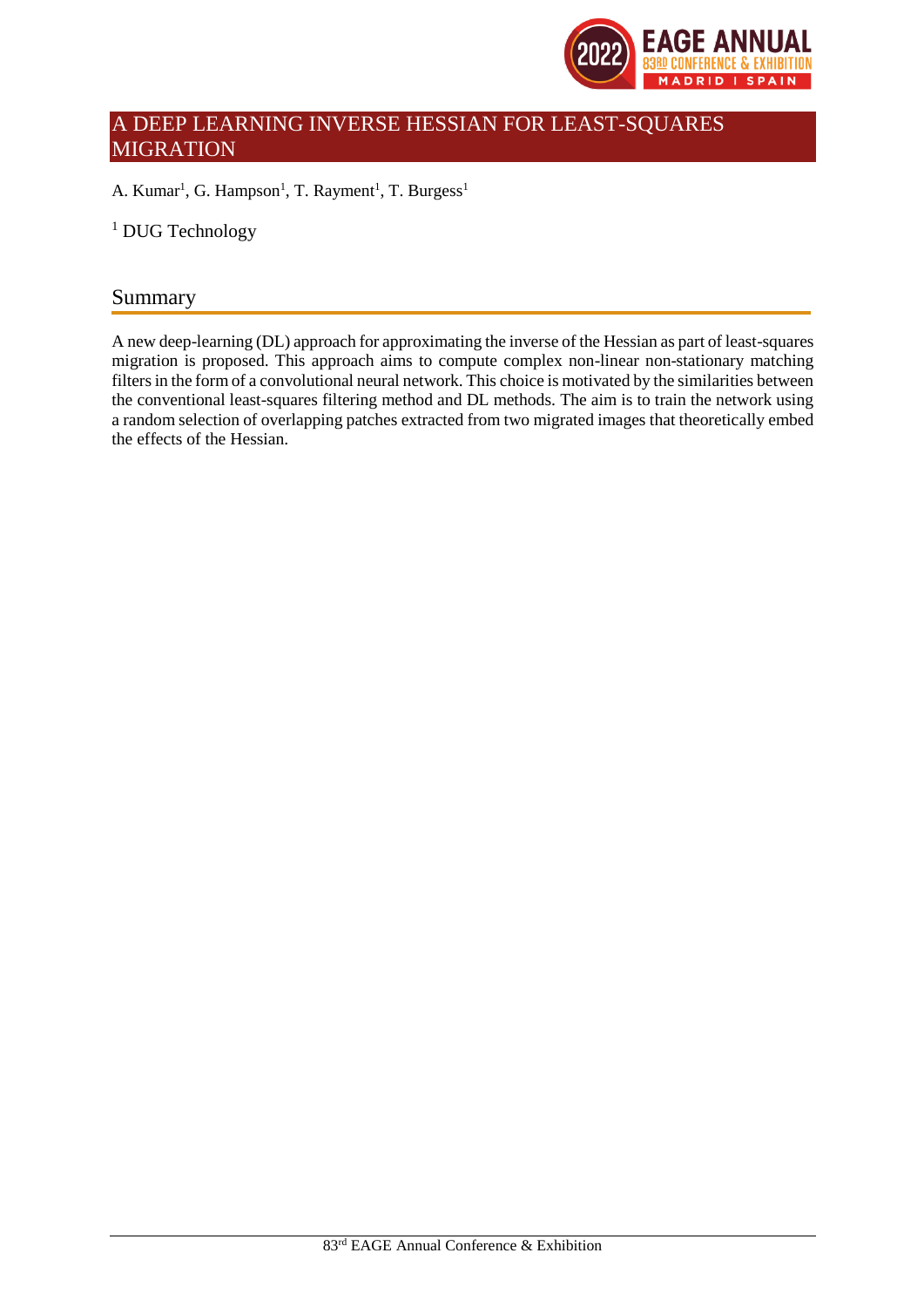# A DEEP LEARNING INVERSE HESSIAN FOR LEAST-SQUARES MIGRATION

A. Kumar[1], G. Hampson[1], T. Rayment[1], T. Burgess[1]

[1] DUG Technology

## Summary

A new deep-learning (DL) approach for approximating the inverse of the Hessian as part of least-squares migration is proposed. This approach aims to compute complex non-linear non-stationary matching filters in the form of a convolutional neural network. This choice is motivated by the similarities between the conventional least-squares filtering method and DL methods. The aim is to train the network using a random selection of overlapping patches extracted from two migrated images that theoretically embed the effects of the Hessian.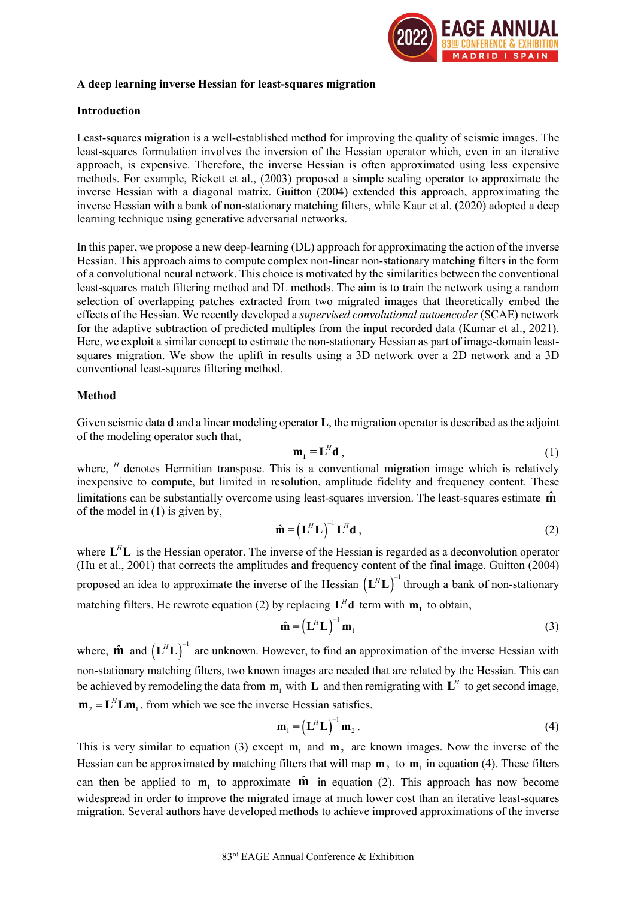**A deep learning inverse Hessian for least-squares migration**

**Introduction**

Least-squares migration is a well-established method for improving the quality of seismic images. The least-squares formulation involves the inversion of the Hessian operator which, even in an iterative approach, is expensive. Therefore, the inverse Hessian is often approximated using less expensive methods. For example, Rickett et al., (2003) proposed a simple scaling operator to approximate the inverse Hessian with a diagonal matrix. Guitton (2004) extended this approach, approximating the inverse Hessian with a bank of non-stationary matching filters, while Kaur et al. (2020) adopted a deep learning technique using generative adversarial networks.

In this paper, we propose a new deep-learning (DL) approach for approximating the action of the inverse Hessian. This approach aims to compute complex non-linear non-stationary matching filters in the form of a convolutional neural network. This choice is motivated by the similarities between the conventional least-squares match filtering method and DL methods. The aim is to train the network using a random selection of overlapping patches extracted from two migrated images that theoretically embed the effects of the Hessian. We recently developed a *supervised convolutional autoencoder* (SCAE) network for the adaptive subtraction of predicted multiples from the input recorded data (Kumar et al., 2021). Here, we exploit a similar concept to estimate the non-stationary Hessian as part of image-domain least-squares migration. We show the uplift in results using a 3D network over a 2D network and a 3D conventional least-squares filtering method.

**Method**

Given seismic data $\mathbf{d}$ and a linear modeling operator $\mathbf{L}$, the migration operator is described as the adjoint of the modeling operator such that,

$$\mathbf{m}_1 = \mathbf{L}^H \mathbf{d}\,, \tag{1}$$

where, $^H$ denotes Hermitian transpose. This is a conventional migration image which is relatively inexpensive to compute, but limited in resolution, amplitude fidelity and frequency content. These limitations can be substantially overcome using least-squares inversion. The least-squares estimate $\hat{\mathbf{m}}$ of the model in (1) is given by,

$$\hat{\mathbf{m}} = \left(\mathbf{L}^H \mathbf{L}\right)^{-1} \mathbf{L}^H \mathbf{d}\,, \tag{2}$$

where $\mathbf{L}^H\mathbf{L}$ is the Hessian operator. The inverse of the Hessian is regarded as a deconvolution operator (Hu et al., 2001) that corrects the amplitudes and frequency content of the final image. Guitton (2004) proposed an idea to approximate the inverse of the Hessian $\left(\mathbf{L}^H \mathbf{L}\right)^{-1}$ through a bank of non-stationary matching filters. He rewrote equation (2) by replacing $\mathbf{L}^H\mathbf{d}$ term with $\mathbf{m}_1$ to obtain,

$$\hat{\mathbf{m}} = \left(\mathbf{L}^H \mathbf{L}\right)^{-1} \mathbf{m}_1 \tag{3}$$

where, $\hat{\mathbf{m}}$ and $\left(\mathbf{L}^H \mathbf{L}\right)^{-1}$ are unknown. However, to find an approximation of the inverse Hessian with non-stationary matching filters, two known images are needed that are related by the Hessian. This can be achieved by remodeling the data from $\mathbf{m}_1$ with $\mathbf{L}$ and then remigrating with $\mathbf{L}^H$ to get second image, $\mathbf{m}_2 = \mathbf{L}^H\mathbf{L}\mathbf{m}_1$, from which we see the inverse Hessian satisfies,

$$\mathbf{m}_1 = \left(\mathbf{L}^H \mathbf{L}\right)^{-1} \mathbf{m}_2\,. \tag{4}$$

This is very similar to equation (3) except $\mathbf{m}_1$ and $\mathbf{m}_2$ are known images. Now the inverse of the Hessian can be approximated by matching filters that will map $\mathbf{m}_2$ to $\mathbf{m}_1$ in equation (4). These filters can then be applied to $\mathbf{m}_1$ to approximate $\hat{\mathbf{m}}$ in equation (2). This approach has now become widespread in order to improve the migrated image at much lower cost than an iterative least-squares migration. Several authors have developed methods to achieve improved approximations of the inverse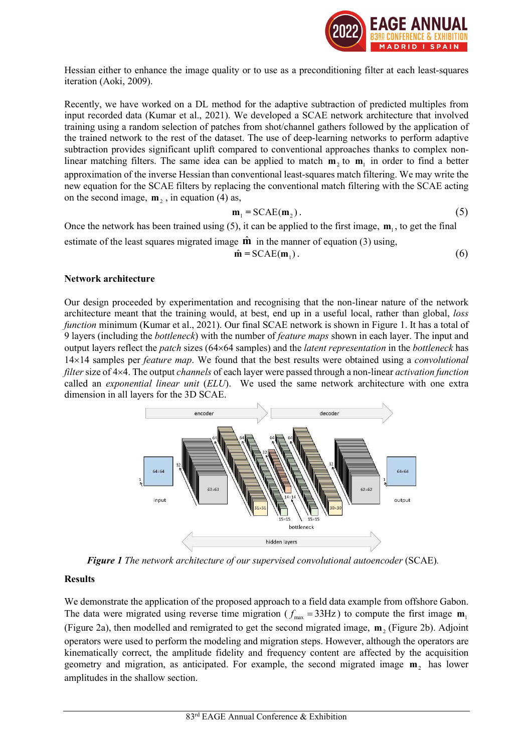Hessian either to enhance the image quality or to use as a preconditioning filter at each least-squares iteration (Aoki, 2009).

Recently, we have worked on a DL method for the adaptive subtraction of predicted multiples from input recorded data (Kumar et al., 2021). We developed a SCAE network architecture that involved training using a random selection of patches from shot/channel gathers followed by the application of the trained network to the rest of the dataset. The use of deep-learning networks to perform adaptive subtraction provides significant uplift compared to conventional approaches thanks to complex non-linear matching filters. The same idea can be applied to match $\mathbf{m}_2$ to $\mathbf{m}_1$ in order to find a better approximation of the inverse Hessian than conventional least-squares match filtering. We may write the new equation for the SCAE filters by replacing the conventional match filtering with the SCAE acting on the second image, $\mathbf{m}_2$, in equation (4) as,

$$\mathbf{m}_1 = \mathrm{SCAE}(\mathbf{m}_2)\,. \tag{5}$$

Once the network has been trained using (5), it can be applied to the first image, $\mathbf{m}_1$, to get the final estimate of the least squares migrated image $\hat{\mathbf{m}}$ in the manner of equation (3) using,

$$\hat{\mathbf{m}} = \mathrm{SCAE}(\mathbf{m}_1)\,. \tag{6}$$

**Network architecture**

Our design proceeded by experimentation and recognising that the non-linear nature of the network architecture meant that the training would, at best, end up in a useful local, rather than global, *loss function* minimum (Kumar et al., 2021). Our final SCAE network architecture is shown in Figure 1. It has a total of 9 layers (including the *bottleneck*) with the number of *feature maps* shown in each layer. The input and output layers reflect the *patch* sizes (64×64 samples) and the *latent representation* in the *bottleneck* has 14×14 samples per *feature map*. We found that the best results were obtained using a *convolutional filter* size of 4×4. The output *channels* of each layer were passed through a non-linear *activation function* called an *exponential linear unit* (*ELU*). We used the same network architecture with one extra dimension in all layers for the 3D SCAE.

***Figure 1** The network architecture of our supervised convolutional autoencoder* (SCAE).

**Results**

We demonstrate the application of the proposed approach to a field data example from offshore Gabon. The data were migrated using reverse time migration ($f_{\max} = 33\text{Hz}$) to compute the first image $\mathbf{m}_1$ (Figure 2a), then modelled and remigrated to get the second migrated image, $\mathbf{m}_2$ (Figure 2b). Adjoint operators were used to perform the modeling and migration steps. However, although the operators are kinematically correct, the amplitude fidelity and frequency content are affected by the acquisition geometry and migration, as anticipated. For example, the second migrated image $\mathbf{m}_2$ has lower amplitudes in the shallow section.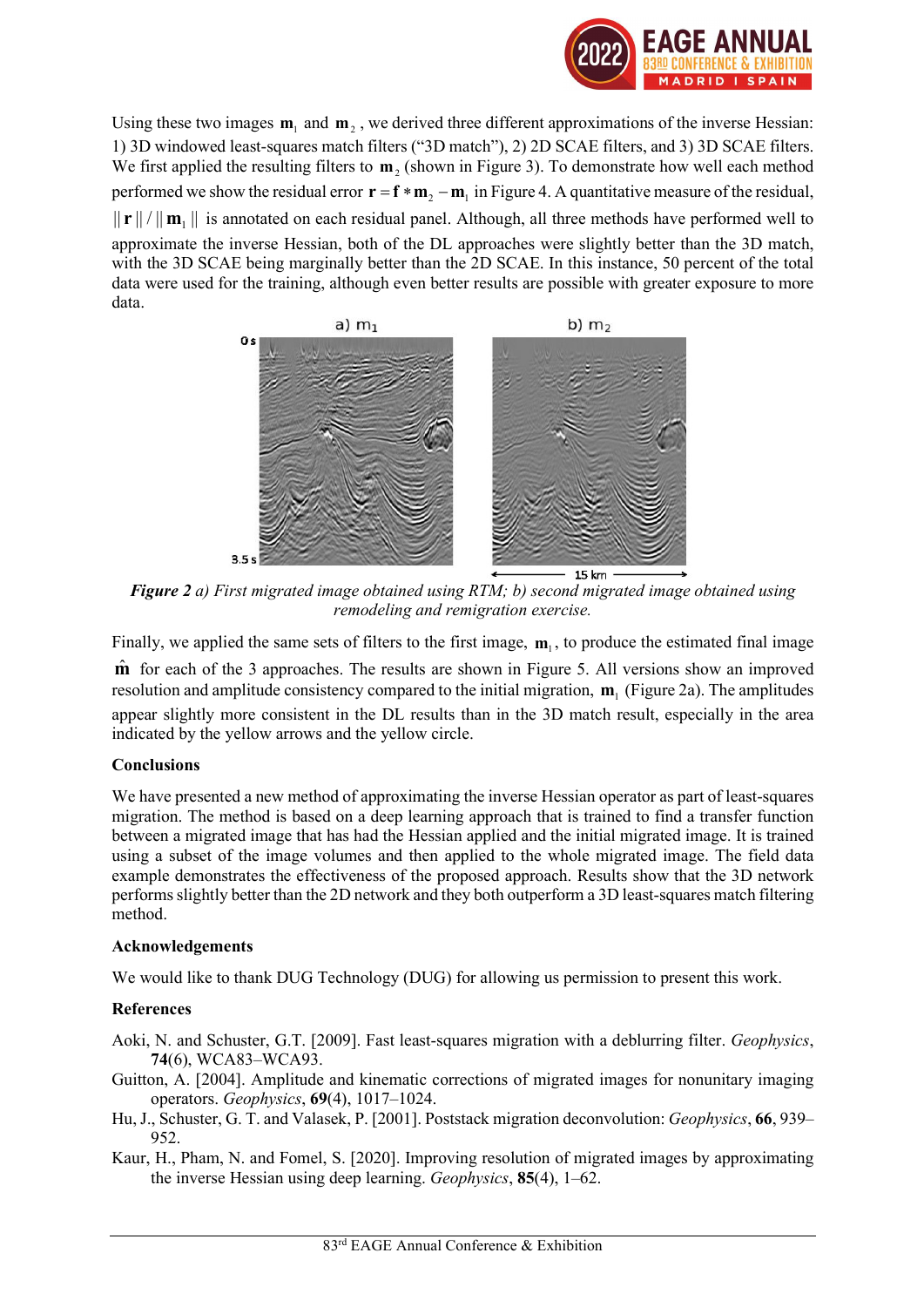Using these two images $\mathbf{m}_1$ and $\mathbf{m}_2$, we derived three different approximations of the inverse Hessian: 1) 3D windowed least-squares match filters ("3D match"), 2) 2D SCAE filters, and 3) 3D SCAE filters. We first applied the resulting filters to $\mathbf{m}_2$ (shown in Figure 3). To demonstrate how well each method performed we show the residual error $\mathbf{r} = \mathbf{f} * \mathbf{m}_2 - \mathbf{m}_1$ in Figure 4. A quantitative measure of the residual, $\|\mathbf{r}\| / \|\mathbf{m}_1\|$ is annotated on each residual panel. Although, all three methods have performed well to approximate the inverse Hessian, both of the DL approaches were slightly better than the 3D match, with the 3D SCAE being marginally better than the 2D SCAE. In this instance, 50 percent of the total data were used for the training, although even better results are possible with greater exposure to more data.

***Figure 2*** *a) First migrated image obtained using RTM; b) second migrated image obtained using remodeling and remigration exercise.*

Finally, we applied the same sets of filters to the first image, $\mathbf{m}_1$, to produce the estimated final image $\hat{\mathbf{m}}$ for each of the 3 approaches. The results are shown in Figure 5. All versions show an improved resolution and amplitude consistency compared to the initial migration, $\mathbf{m}_1$ (Figure 2a). The amplitudes appear slightly more consistent in the DL results than in the 3D match result, especially in the area indicated by the yellow arrows and the yellow circle.

## Conclusions

We have presented a new method of approximating the inverse Hessian operator as part of least-squares migration. The method is based on a deep learning approach that is trained to find a transfer function between a migrated image that has had the Hessian applied and the initial migrated image. It is trained using a subset of the image volumes and then applied to the whole migrated image. The field data example demonstrates the effectiveness of the proposed approach. Results show that the 3D network performs slightly better than the 2D network and they both outperform a 3D least-squares match filtering method.

## Acknowledgements

We would like to thank DUG Technology (DUG) for allowing us permission to present this work.

## References

Aoki, N. and Schuster, G.T. [2009]. Fast least-squares migration with a deblurring filter. *Geophysics*, **74**(6), WCA83–WCA93.

Guitton, A. [2004]. Amplitude and kinematic corrections of migrated images for nonunitary imaging operators. *Geophysics*, **69**(4), 1017–1024.

Hu, J., Schuster, G. T. and Valasek, P. [2001]. Poststack migration deconvolution: *Geophysics*, **66**, 939–952.

Kaur, H., Pham, N. and Fomel, S. [2020]. Improving resolution of migrated images by approximating the inverse Hessian using deep learning. *Geophysics*, **85**(4), 1–62.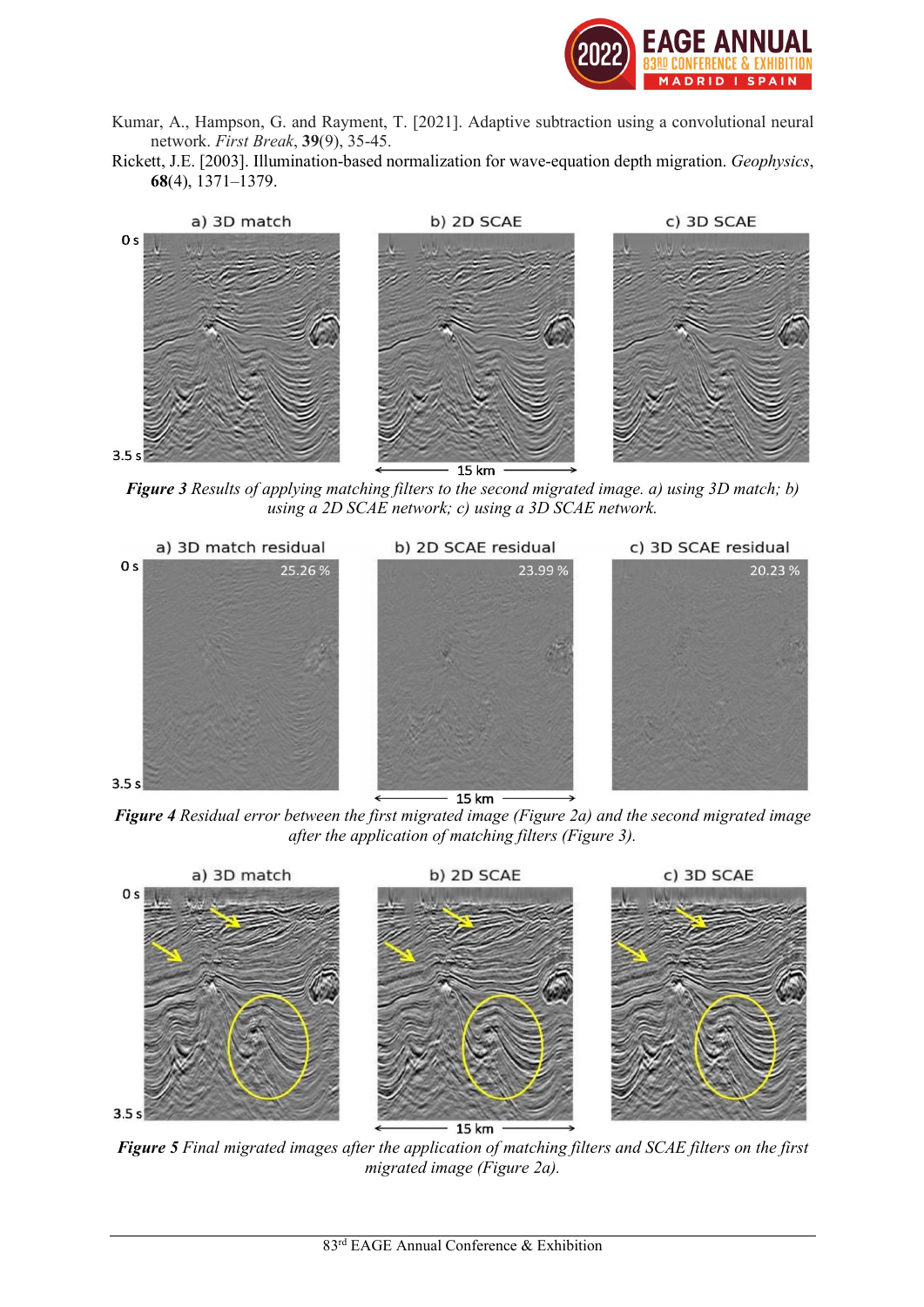Kumar, A., Hampson, G. and Rayment, T. [2021]. Adaptive subtraction using a convolutional neural network. *First Break*, **39**(9), 35-45.

Rickett, J.E. [2003]. Illumination-based normalization for wave-equation depth migration. *Geophysics*, **68**(4), 1371–1379.

a) 3D match
b) 2D SCAE
c) 3D SCAE
0 s
3.5 s
15 km

***Figure 3*** *Results of applying matching filters to the second migrated image. a) using 3D match; b) using a 2D SCAE network; c) using a 3D SCAE network.*

a) 3D match residual
b) 2D SCAE residual
c) 3D SCAE residual
0 s
3.5 s
25.26 %
23.99 %
20.23 %
15 km

***Figure 4*** *Residual error between the first migrated image (Figure 2a) and the second migrated image after the application of matching filters (Figure 3).*

a) 3D match
b) 2D SCAE
c) 3D SCAE
0 s
3.5 s
15 km

***Figure 5*** *Final migrated images after the application of matching filters and SCAE filters on the first migrated image (Figure 2a).*